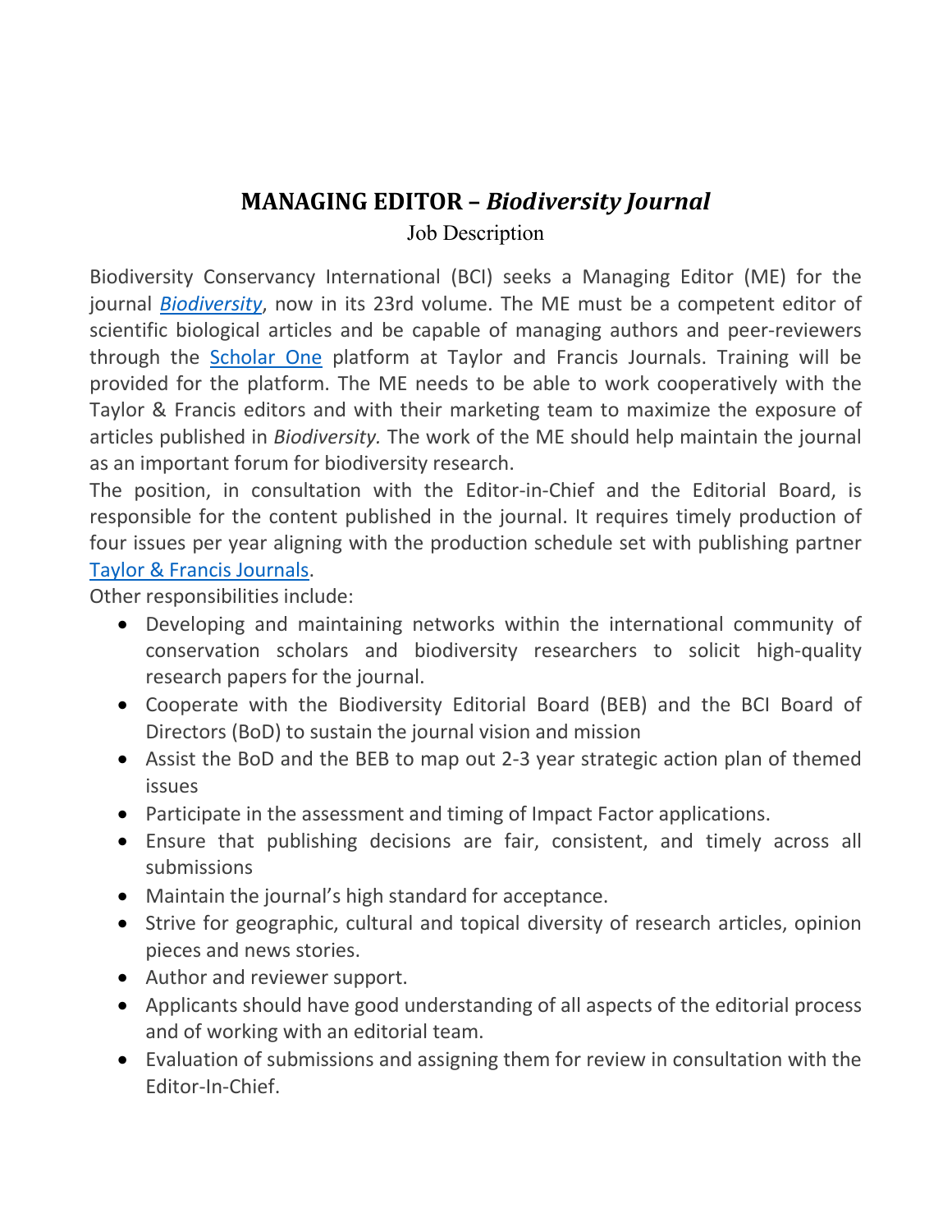# MANAGING EDITOR – *Biodiversity Journal*

Job Description

Biodiversity Conservancy International (BCI) seeks a Managing Editor (ME) for the journal [*Biodiversity*](), now in its 23rd volume. The ME must be a competent editor of scientific biological articles and be capable of managing authors and peer-reviewers through the [Scholar One]() platform at Taylor and Francis Journals. Training will be provided for the platform. The ME needs to be able to work cooperatively with the Taylor & Francis editors and with their marketing team to maximize the exposure of articles published in *Biodiversity.* The work of the ME should help maintain the journal as an important forum for biodiversity research.

The position, in consultation with the Editor-in-Chief and the Editorial Board, is responsible for the content published in the journal. It requires timely production of four issues per year aligning with the production schedule set with publishing partner [Taylor & Francis Journals]().

Other responsibilities include:

- Developing and maintaining networks within the international community of conservation scholars and biodiversity researchers to solicit high-quality research papers for the journal.
- Cooperate with the Biodiversity Editorial Board (BEB) and the BCI Board of Directors (BoD) to sustain the journal vision and mission
- Assist the BoD and the BEB to map out 2-3 year strategic action plan of themed issues
- Participate in the assessment and timing of Impact Factor applications.
- Ensure that publishing decisions are fair, consistent, and timely across all submissions
- Maintain the journal's high standard for acceptance.
- Strive for geographic, cultural and topical diversity of research articles, opinion pieces and news stories.
- Author and reviewer support.
- Applicants should have good understanding of all aspects of the editorial process and of working with an editorial team.
- Evaluation of submissions and assigning them for review in consultation with the Editor-In-Chief.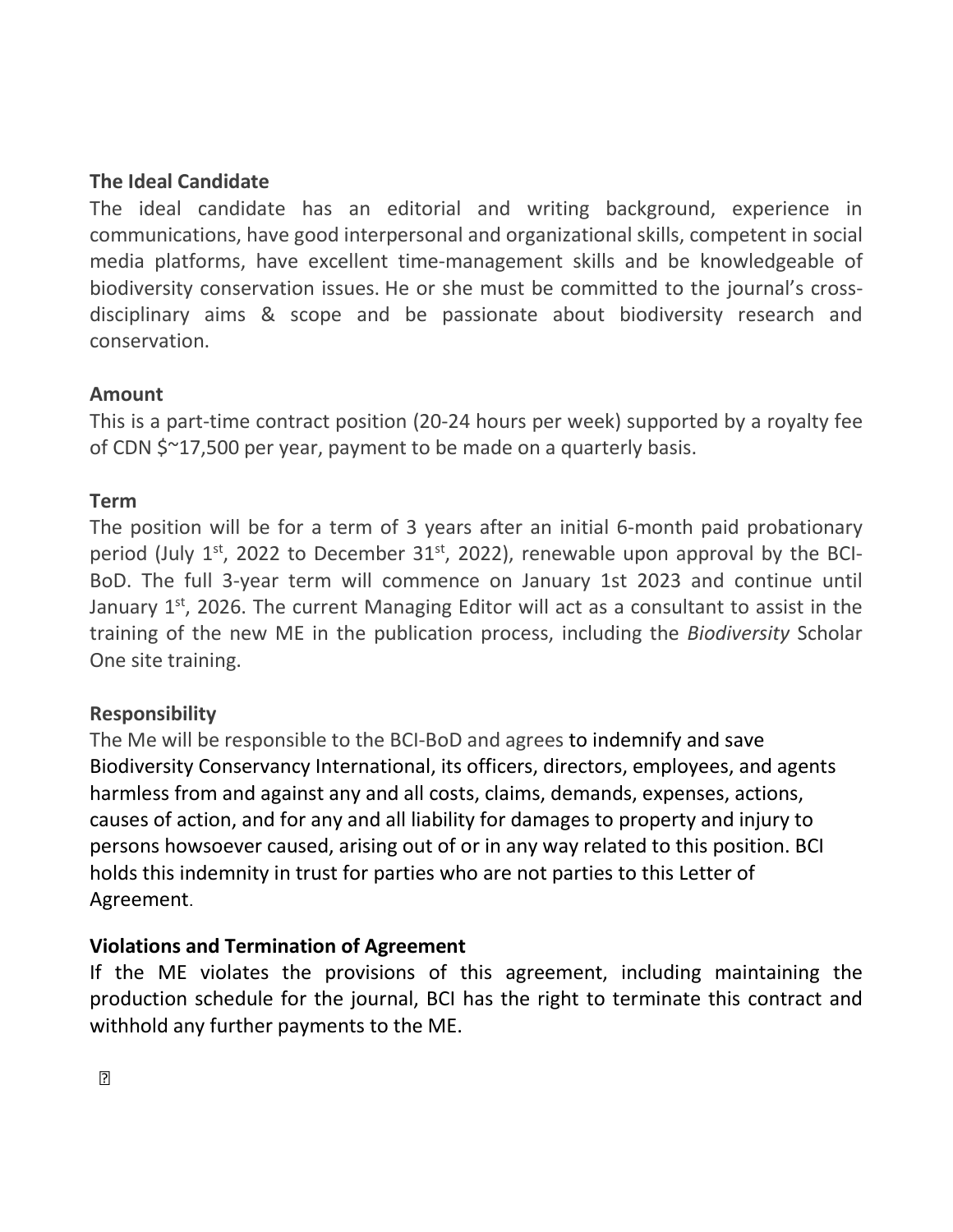**The Ideal Candidate**

The ideal candidate has an editorial and writing background, experience in communications, have good interpersonal and organizational skills, competent in social media platforms, have excellent time-management skills and be knowledgeable of biodiversity conservation issues. He or she must be committed to the journal's cross-disciplinary aims & scope and be passionate about biodiversity research and conservation.

**Amount**

This is a part-time contract position (20-24 hours per week) supported by a royalty fee of CDN $~17,500 per year, payment to be made on a quarterly basis.

**Term**

The position will be for a term of 3 years after an initial 6-month paid probationary period (July 1st, 2022 to December 31st, 2022), renewable upon approval by the BCI-BoD. The full 3-year term will commence on January 1st 2023 and continue until January 1st, 2026. The current Managing Editor will act as a consultant to assist in the training of the new ME in the publication process, including the *Biodiversity* Scholar One site training.

**Responsibility**

The Me will be responsible to the BCI-BoD and agrees to indemnify and save Biodiversity Conservancy International, its officers, directors, employees, and agents harmless from and against any and all costs, claims, demands, expenses, actions, causes of action, and for any and all liability for damages to property and injury to persons howsoever caused, arising out of or in any way related to this position. BCI holds this indemnity in trust for parties who are not parties to this Letter of Agreement.

**Violations and Termination of Agreement**

If the ME violates the provisions of this agreement, including maintaining the production schedule for the journal, BCI has the right to terminate this contract and withhold any further payments to the ME.